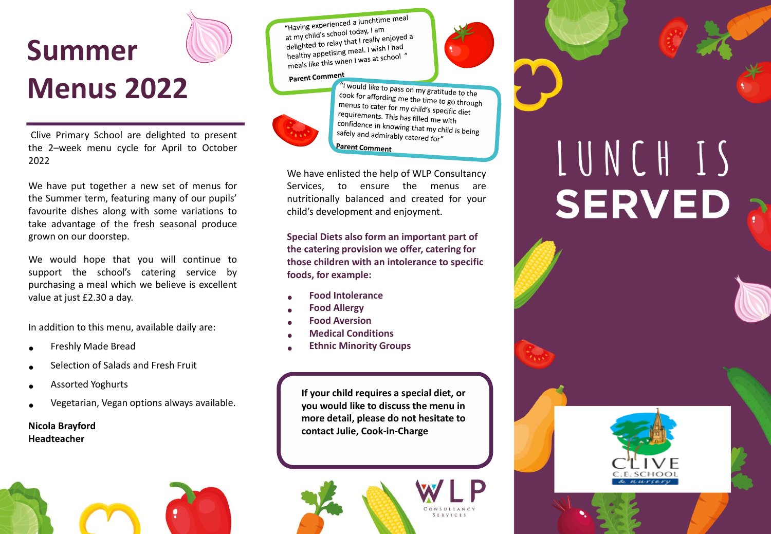# Summer Menus 2022

Clive Primary School are delighted to present the 2–week menu cycle for April to October 2022

We have put together a new set of menus for the Summer term, featuring many of our pupils' favourite dishes along with some variations to take advantage of the fresh seasonal produce grown on our doorstep.

We would hope that you will continue to support the school's catering service by purchasing a meal which we believe is excellent value at just £2.30 a day.

In addition to this menu, available daily are:

- Freshly Made Bread
- Selection of Salads and Fresh Fruit
- Assorted Yoghurts
- Vegetarian, Vegan options always available.

**Nicola Brayford**
**Headteacher**

"Having experienced a lunchtime meal at my child's school today, I am delighted to relay that I really enjoyed a healthy appetising meal. I wish I had meals like this when I was at school "

**Parent Comment**

"I would like to pass on my gratitude to the cook for affording me the time to go through menus to cater for my child's specific diet requirements. This has filled me with confidence in knowing that my child is being safely and admirably catered for"

**Parent Comment**

We have enlisted the help of WLP Consultancy Services, to ensure the menus are nutritionally balanced and created for your child's development and enjoyment.

**Special Diets also form an important part of the catering provision we offer, catering for those children with an intolerance to specific foods, for example:**

- **Food Intolerance**
- **Food Allergy**
- **Food Aversion**
- **Medical Conditions**
- **Ethnic Minority Groups**

**If your child requires a special diet, or you would like to discuss the menu in more detail, please do not hesitate to contact Julie, Cook-in-Charge**

WLP CONSULTANCY SERVICES

# LUNCH IS SERVED

CLIVE C.E. SCHOOL & nursery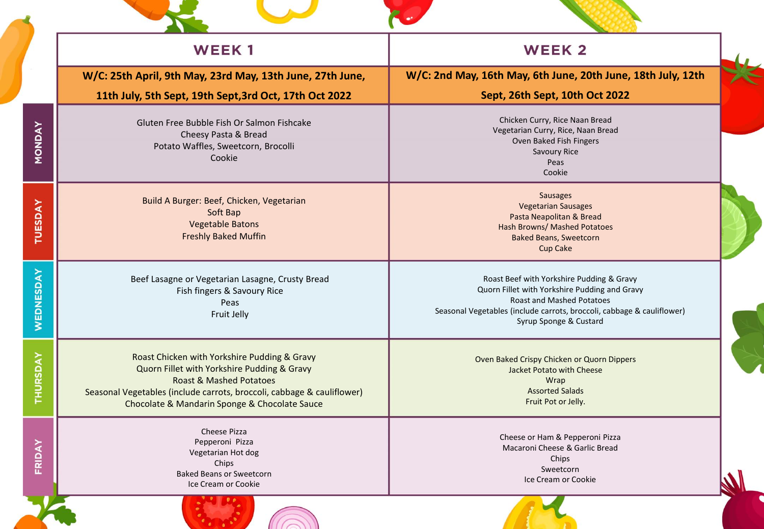| | WEEK 1 | WEEK 2 |
|---|---|---|
| | **W/C: 25th April, 9th May, 23rd May, 13th June, 27th June, 11th July, 5th Sept, 19th Sept,3rd Oct, 17th Oct 2022** | **W/C: 2nd May, 16th May, 6th June, 20th June, 18th July, 12th Sept, 26th Sept, 10th Oct 2022** |
| **MONDAY** | Gluten Free Bubble Fish Or Salmon Fishcake<br>Cheesy Pasta & Bread<br>Potato Waffles, Sweetcorn, Brocolli<br>Cookie | Chicken Curry, Rice Naan Bread<br>Vegetarian Curry, Rice, Naan Bread<br>Oven Baked Fish Fingers<br>Savoury Rice<br>Peas<br>Cookie |
| **TUESDAY** | Build A Burger: Beef, Chicken, Vegetarian<br>Soft Bap<br>Vegetable Batons<br>Freshly Baked Muffin | Sausages<br>Vegetarian Sausages<br>Pasta Neapolitan & Bread<br>Hash Browns/ Mashed Potatoes<br>Baked Beans, Sweetcorn<br>Cup Cake |
| **WEDNESDAY** | Beef Lasagne or Vegetarian Lasagne, Crusty Bread<br>Fish fingers & Savoury Rice<br>Peas<br>Fruit Jelly | Roast Beef with Yorkshire Pudding & Gravy<br>Quorn Fillet with Yorkshire Pudding and Gravy<br>Roast and Mashed Potatoes<br>Seasonal Vegetables (include carrots, broccoli, cabbage & cauliflower)<br>Syrup Sponge & Custard |
| **THURSDAY** | Roast Chicken with Yorkshire Pudding & Gravy<br>Quorn Fillet with Yorkshire Pudding & Gravy<br>Roast & Mashed Potatoes<br>Seasonal Vegetables (include carrots, broccoli, cabbage & cauliflower)<br>Chocolate & Mandarin Sponge & Chocolate Sauce | Oven Baked Crispy Chicken or Quorn Dippers<br>Jacket Potato with Cheese<br>Wrap<br>Assorted Salads<br>Fruit Pot or Jelly. |
| **FRIDAY** | Cheese Pizza<br>Pepperoni Pizza<br>Vegetarian Hot dog<br>Chips<br>Baked Beans or Sweetcorn<br>Ice Cream or Cookie | Cheese or Ham & Pepperoni Pizza<br>Macaroni Cheese & Garlic Bread<br>Chips<br>Sweetcorn<br>Ice Cream or Cookie |